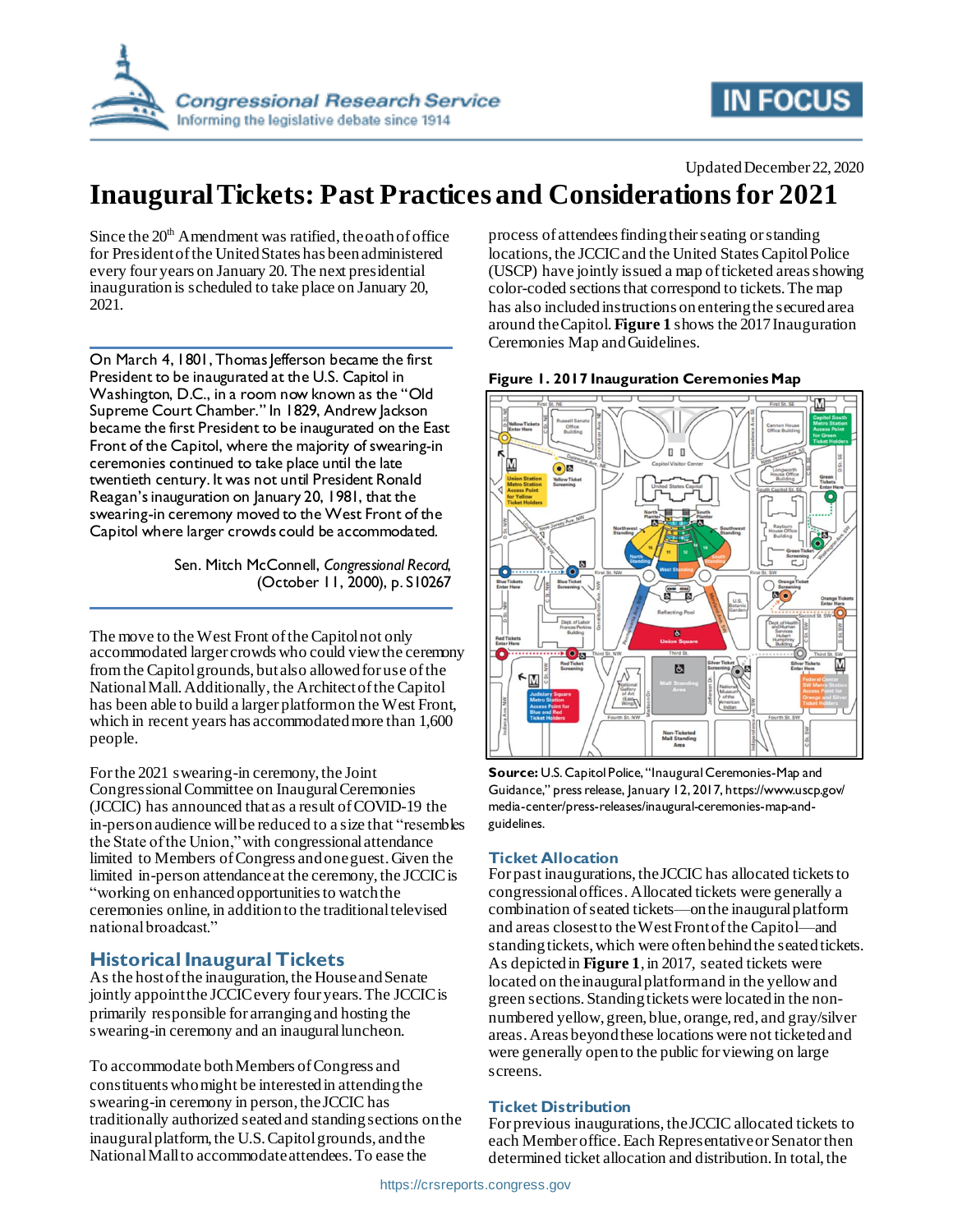Updated December 22, 2020

# Inaugural Tickets: Past Practices and Considerations for 2021

Since the 20th Amendment was ratified, the oath of office for President of the United States has been administered every four years on January 20. The next presidential inauguration is scheduled to take place on January 20, 2021.

> On March 4, 1801, Thomas Jefferson became the first President to be inaugurated at the U.S. Capitol in Washington, D.C., in a room now known as the "Old Supreme Court Chamber." In 1829, Andrew Jackson became the first President to be inaugurated on the East Front of the Capitol, where the majority of swearing-in ceremonies continued to take place until the late twentieth century. It was not until President Ronald Reagan's inauguration on January 20, 1981, that the swearing-in ceremony moved to the West Front of the Capitol where larger crowds could be accommodated.
>
> Sen. Mitch McConnell, *Congressional Record*, (October 11, 2000), p. S10267

The move to the West Front of the Capitol not only accommodated larger crowds who could view the ceremony from the Capitol grounds, but also allowed for use of the National Mall. Additionally, the Architect of the Capitol has been able to build a larger platform on the West Front, which in recent years has accommodated more than 1,600 people.

For the 2021 swearing-in ceremony, the Joint Congressional Committee on Inaugural Ceremonies (JCCIC) has announced that as a result of COVID-19 the in-person audience will be reduced to a size that "resembles the State of the Union," with congressional attendance limited to Members of Congress and one guest. Given the limited in-person attendance at the ceremony, the JCCIC is "working on enhanced opportunities to watch the ceremonies online, in addition to the traditional televised national broadcast."

## Historical Inaugural Tickets

As the host of the inauguration, the House and Senate jointly appoint the JCCIC every four years. The JCCIC is primarily responsible for arranging and hosting the swearing-in ceremony and an inaugural luncheon.

To accommodate both Members of Congress and constituents who might be interested in attending the swearing-in ceremony in person, the JCCIC has traditionally authorized seated and standing sections on the inaugural platform, the U.S. Capitol grounds, and the National Mall to accommodate attendees. To ease the process of attendees finding their seating or standing locations, the JCCIC and the United States Capitol Police (USCP) have jointly issued a map of ticketed areas showing color-coded sections that correspond to tickets. The map has also included instructions on entering the secured area around the Capitol. **Figure 1** shows the 2017 Inauguration Ceremonies Map and Guidelines.

**Figure 1. 2017 Inauguration Ceremonies Map**

**Source:** U.S. Capitol Police, "Inaugural Ceremonies-Map and Guidance," press release, January 12, 2017, https://www.uscp.gov/media-center/press-releases/inaugural-ceremonies-map-and-guidelines.

## Ticket Allocation

For past inaugurations, the JCCIC has allocated tickets to congressional offices. Allocated tickets were generally a combination of seated tickets—on the inaugural platform and areas closest to the West Front of the Capitol—and standing tickets, which were often behind the seated tickets. As depicted in **Figure 1**, in 2017, seated tickets were located on the inaugural platform and in the yellow and green sections. Standing tickets were located in the non-numbered yellow, green, blue, orange, red, and gray/silver areas. Areas beyond these locations were not ticketed and were generally open to the public for viewing on large screens.

## Ticket Distribution

For previous inaugurations, the JCCIC allocated tickets to each Member office. Each Representative or Senator then determined ticket allocation and distribution. In total, the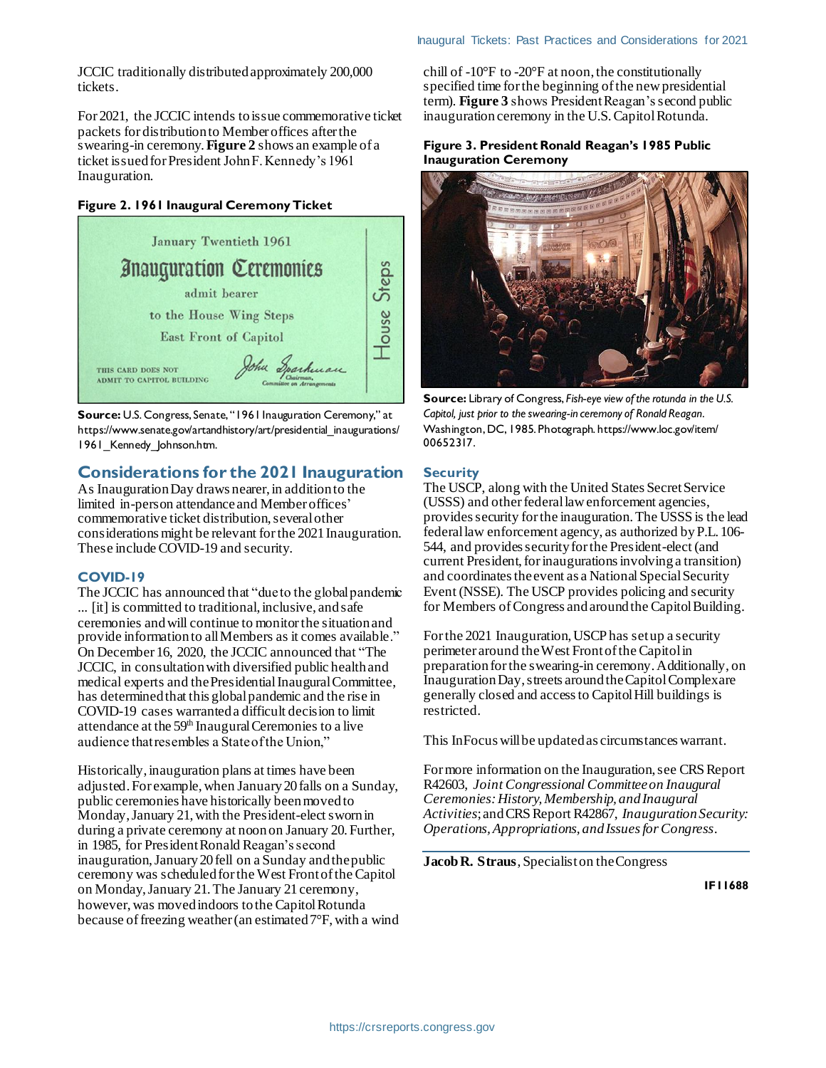JCCIC traditionally distributed approximately 200,000 tickets.

For 2021, the JCCIC intends to issue commemorative ticket packets for distribution to Member offices after the swearing-in ceremony. **Figure 2** shows an example of a ticket issued for President John F. Kennedy's 1961 Inauguration.

**Figure 2. 1961 Inaugural Ceremony Ticket**

**Source:** U.S. Congress, Senate, "1961 Inauguration Ceremony," at https://www.senate.gov/artandhistory/art/presidential_inaugurations/1961_Kennedy_Johnson.htm.

## Considerations for the 2021 Inauguration

As Inauguration Day draws nearer, in addition to the limited in-person attendance and Member offices' commemorative ticket distribution, several other considerations might be relevant for the 2021 Inauguration. These include COVID-19 and security.

### COVID-19

The JCCIC has announced that "due to the global pandemic ... [it] is committed to traditional, inclusive, and safe ceremonies and will continue to monitor the situation and provide information to all Members as it comes available." On December 16, 2020, the JCCIC announced that "The JCCIC, in consultation with diversified public health and medical experts and the Presidential Inaugural Committee, has determined that this global pandemic and the rise in COVID-19 cases warranted a difficult decision to limit attendance at the 59th Inaugural Ceremonies to a live audience that resembles a State of the Union,"

Historically, inauguration plans at times have been adjusted. For example, when January 20 falls on a Sunday, public ceremonies have historically been moved to Monday, January 21, with the President-elect sworn in during a private ceremony at noon on January 20. Further, in 1985, for President Ronald Reagan's second inauguration, January 20 fell on a Sunday and the public ceremony was scheduled for the West Front of the Capitol on Monday, January 21. The January 21 ceremony, however, was moved indoors to the Capitol Rotunda because of freezing weather (an estimated 7°F, with a wind chill of -10°F to -20°F at noon, the constitutionally specified time for the beginning of the new presidential term). **Figure 3** shows President Reagan's second public inauguration ceremony in the U.S. Capitol Rotunda.

**Figure 3. President Ronald Reagan's 1985 Public Inauguration Ceremony**

**Source:** Library of Congress, *Fish-eye view of the rotunda in the U.S. Capitol, just prior to the swearing-in ceremony of Ronald Reagan*. Washington, DC, 1985. Photograph. https://www.loc.gov/item/00652317.

### Security

The USCP, along with the United States Secret Service (USSS) and other federal law enforcement agencies, provides security for the inauguration. The USSS is the lead federal law enforcement agency, as authorized by P.L. 106-544, and provides security for the President-elect (and current President, for inaugurations involving a transition) and coordinates the event as a National Special Security Event (NSSE). The USCP provides policing and security for Members of Congress and around the Capitol Building.

For the 2021 Inauguration, USCP has set up a security perimeter around the West Front of the Capitol in preparation for the swearing-in ceremony. Additionally, on Inauguration Day, streets around the Capitol Complex are generally closed and access to Capitol Hill buildings is restricted.

This InFocus will be updated as circumstances warrant.

For more information on the Inauguration, see CRS Report R42603, *Joint Congressional Committee on Inaugural Ceremonies: History, Membership, and Inaugural Activities*; and CRS Report R42867, *Inauguration Security: Operations, Appropriations, and Issues for Congress*.

---

**Jacob R. Straus**, Specialist on the Congress

IF11688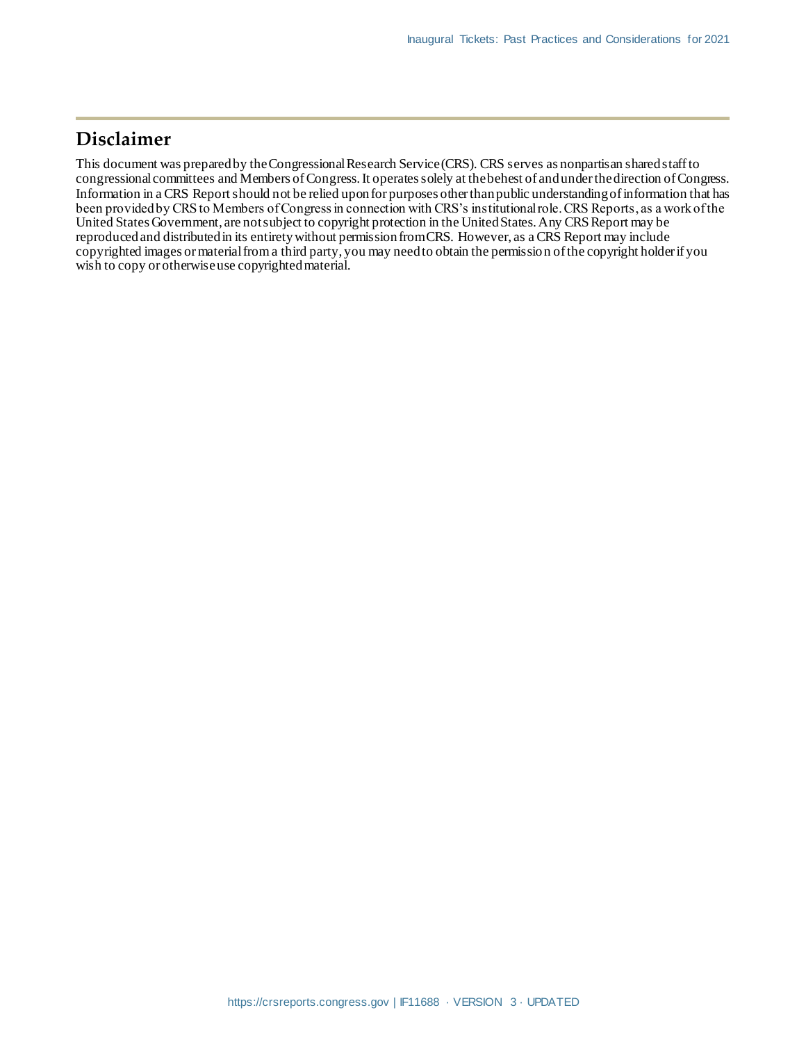## Disclaimer

This document was prepared by the Congressional Research Service (CRS). CRS serves as nonpartisan shared staff to congressional committees and Members of Congress. It operates solely at the behest of and under the direction of Congress. Information in a CRS Report should not be relied upon for purposes other than public understanding of information that has been provided by CRS to Members of Congress in connection with CRS's institutional role. CRS Reports, as a work of the United States Government, are not subject to copyright protection in the United States. Any CRS Report may be reproduced and distributed in its entirety without permission from CRS. However, as a CRS Report may include copyrighted images or material from a third party, you may need to obtain the permission of the copyright holder if you wish to copy or otherwise use copyrighted material.